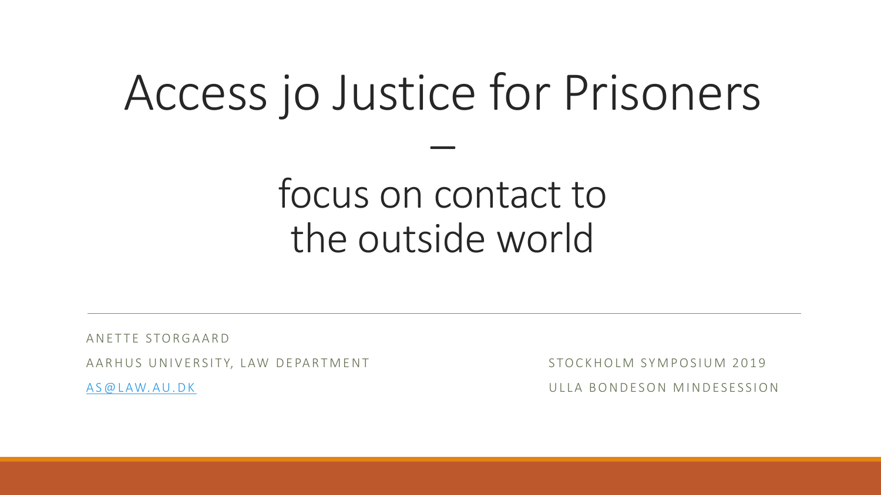# Access jo Justice for Prisoners

–

## focus on contact to the outside world

ANETTE STORGAARD

AARHUS UNIVERSITY, LAW DEPARTMENT

AS@LAW.AU.DK

STOCKHOLM SYMPOSIUM 2019

ULLA BONDESON MINDESESSION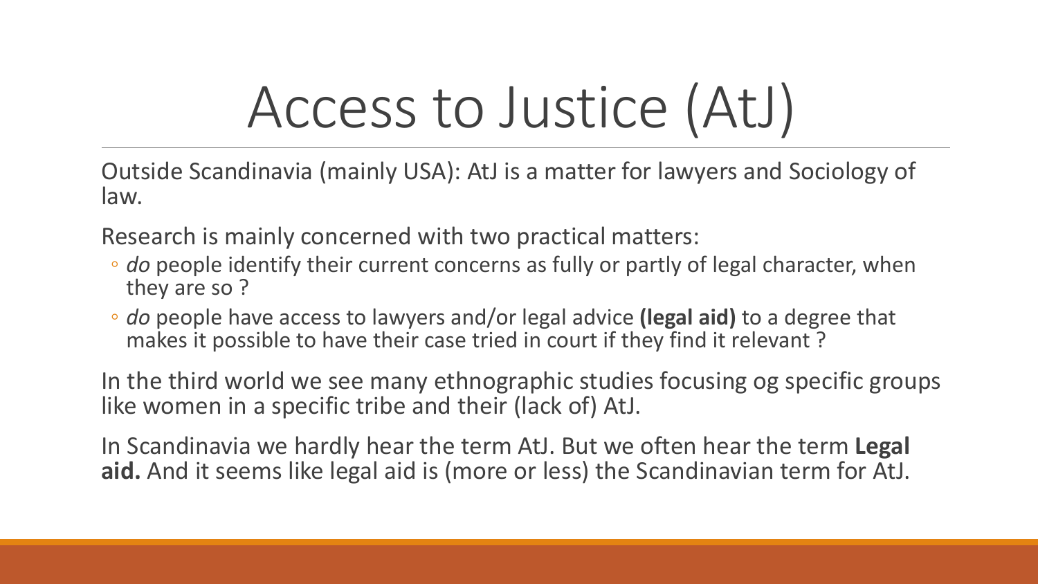# Access to Justice (AtJ)

Outside Scandinavia (mainly USA): AtJ is a matter for lawyers and Sociology of law.

Research is mainly concerned with two practical matters:

- *do* people identify their current concerns as fully or partly of legal character, when they are so ?
- *do* people have access to lawyers and/or legal advice **(legal aid)** to a degree that makes it possible to have their case tried in court if they find it relevant ?

In the third world we see many ethnographic studies focusing og specific groups like women in a specific tribe and their (lack of) AtJ.

In Scandinavia we hardly hear the term AtJ. But we often hear the term **Legal aid.** And it seems like legal aid is (more or less) the Scandinavian term for AtJ.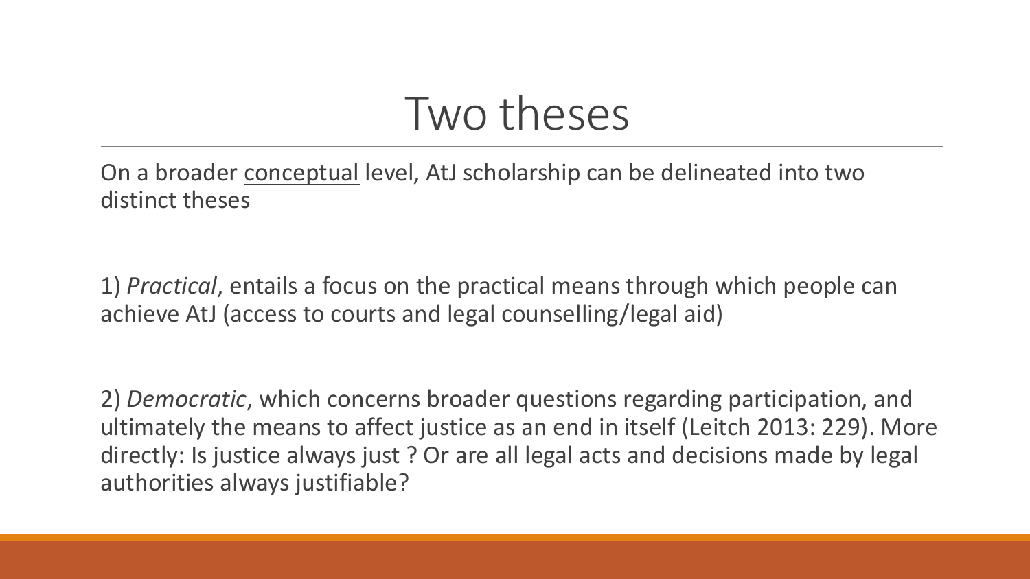# Two theses

On a broader <u>conceptual</u> level, AtJ scholarship can be delineated into two distinct theses

1) *Practical*, entails a focus on the practical means through which people can achieve AtJ (access to courts and legal counselling/legal aid)

2) *Democratic*, which concerns broader questions regarding participation, and ultimately the means to affect justice as an end in itself (Leitch 2013: 229). More directly: Is justice always just ? Or are all legal acts and decisions made by legal authorities always justifiable?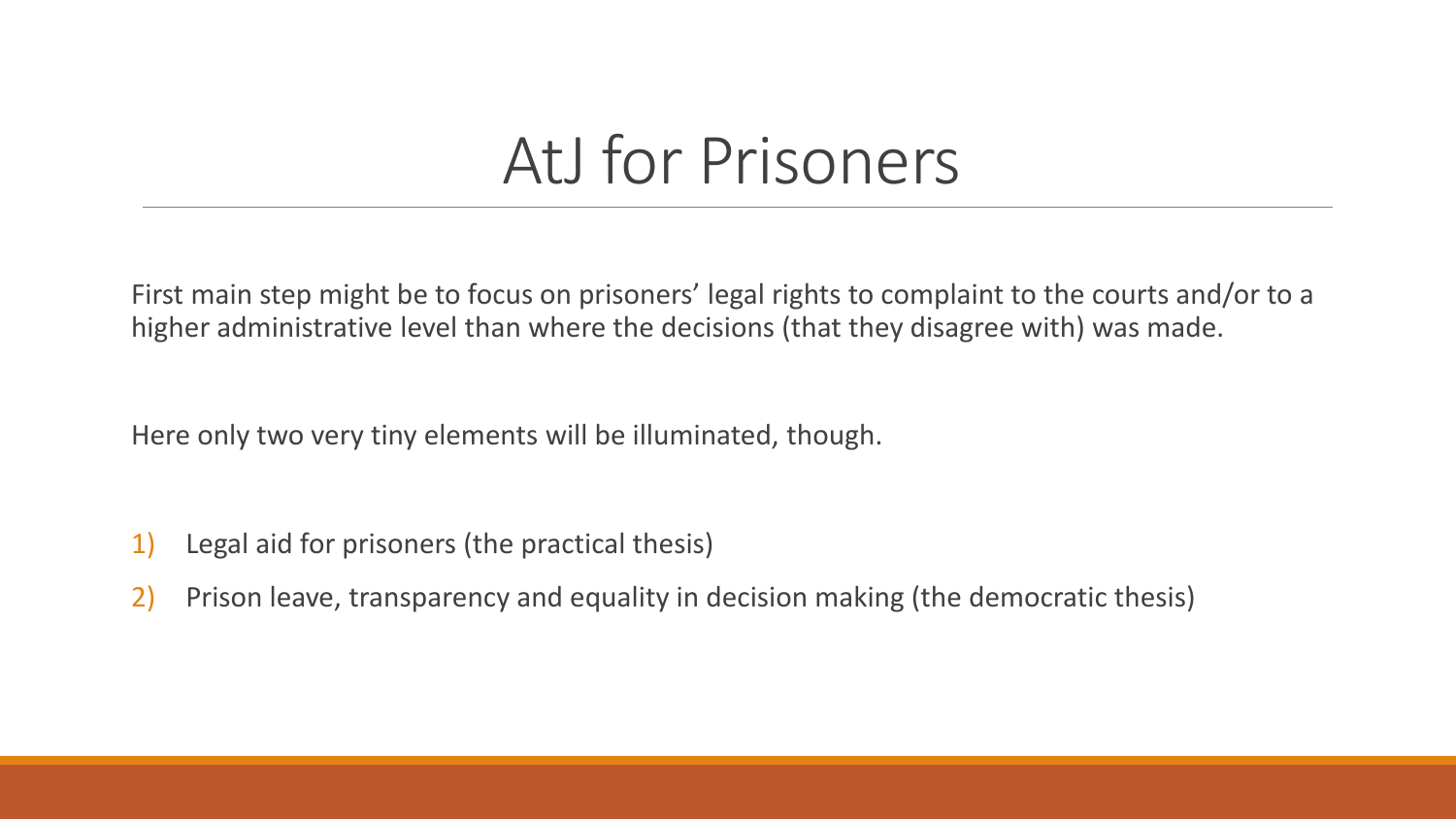# AtJ for Prisoners

First main step might be to focus on prisoners' legal rights to complaint to the courts and/or to a higher administrative level than where the decisions (that they disagree with) was made.

Here only two very tiny elements will be illuminated, though.

1) Legal aid for prisoners (the practical thesis)
2) Prison leave, transparency and equality in decision making (the democratic thesis)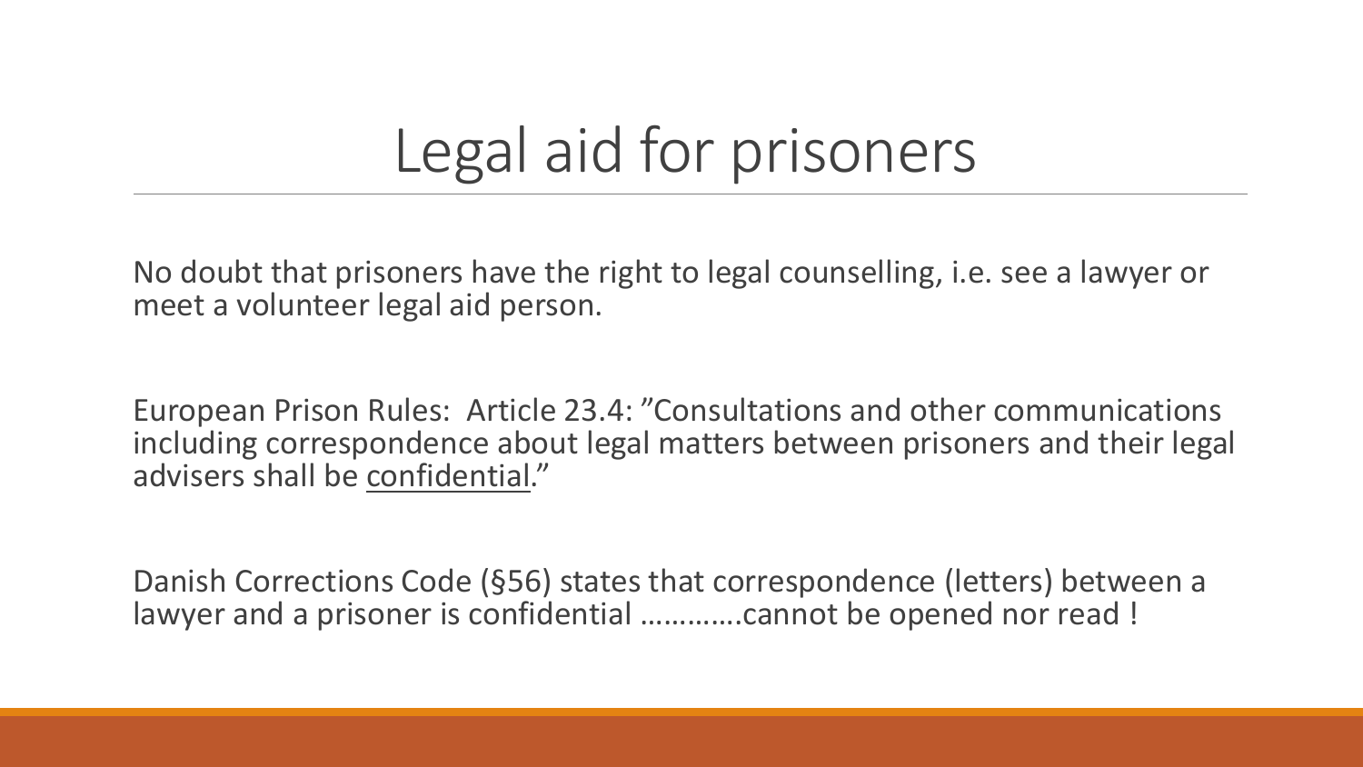# Legal aid for prisoners

No doubt that prisoners have the right to legal counselling, i.e. see a lawyer or meet a volunteer legal aid person.

European Prison Rules: Article 23.4: ”Consultations and other communications including correspondence about legal matters between prisoners and their legal advisers shall be <u>confidential</u>.”

Danish Corrections Code (§56) states that correspondence (letters) between a lawyer and a prisoner is confidential ………….cannot be opened nor read !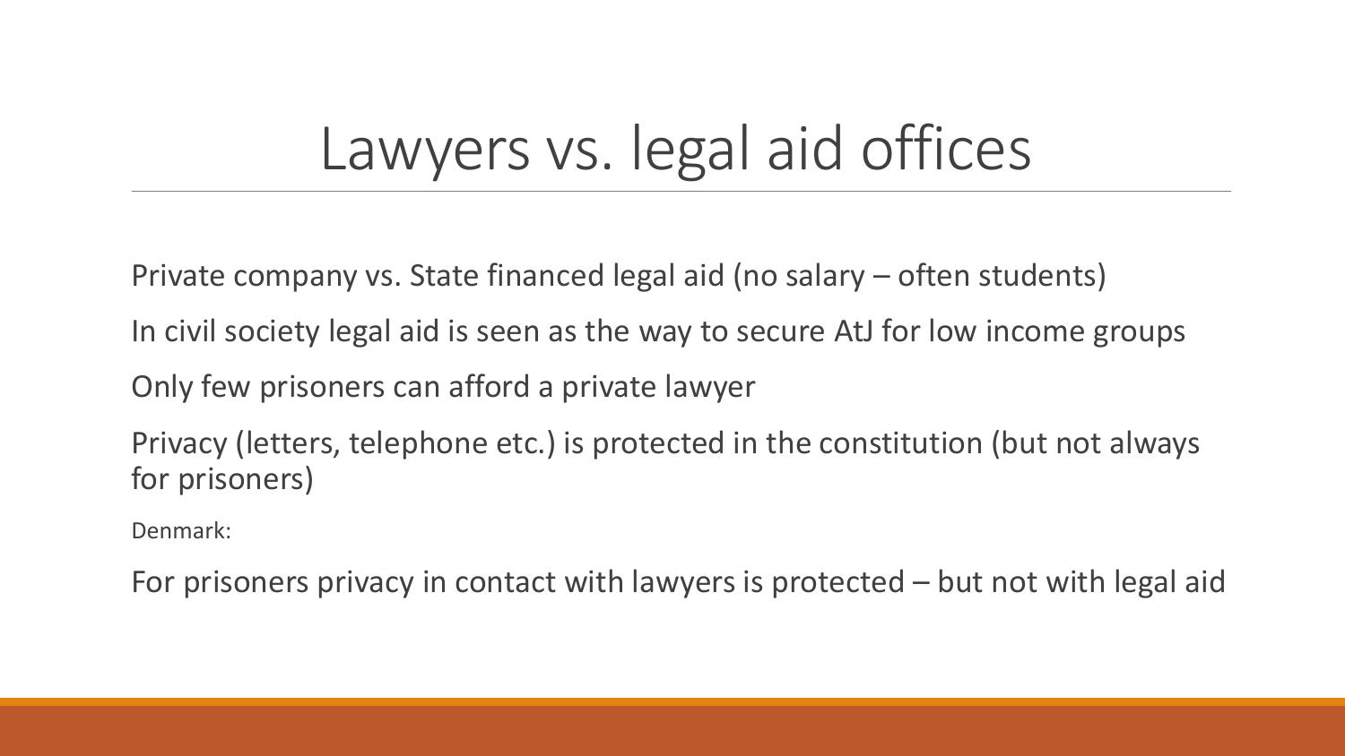# Lawyers vs. legal aid offices

Private company vs. State financed legal aid (no salary – often students)

In civil society legal aid is seen as the way to secure AtJ for low income groups

Only few prisoners can afford a private lawyer

Privacy (letters, telephone etc.) is protected in the constitution (but not always for prisoners)

Denmark:

For prisoners privacy in contact with lawyers is protected – but not with legal aid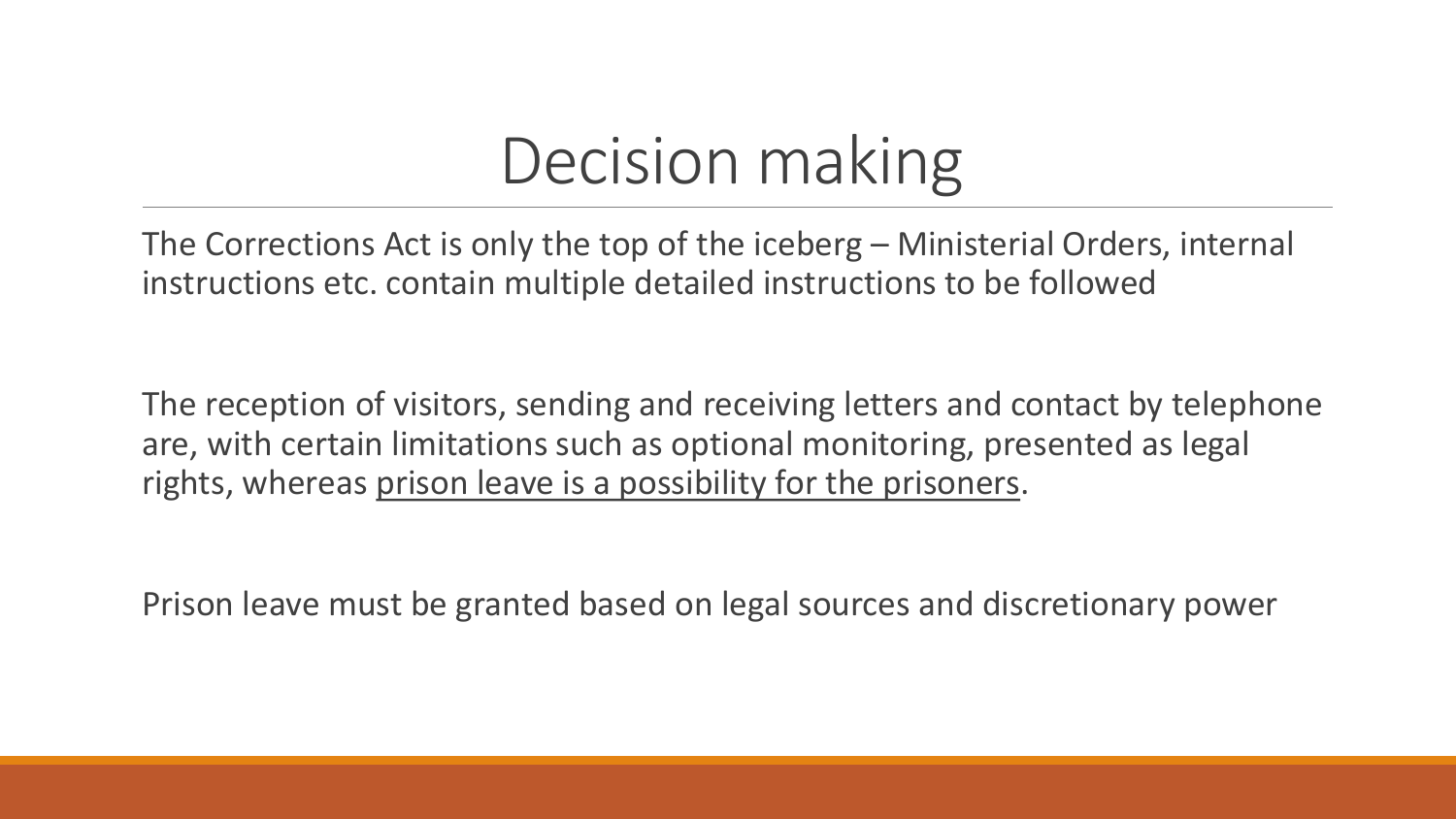# Decision making

The Corrections Act is only the top of the iceberg – Ministerial Orders, internal instructions etc. contain multiple detailed instructions to be followed

The reception of visitors, sending and receiving letters and contact by telephone are, with certain limitations such as optional monitoring, presented as legal rights, whereas <u>prison leave is a possibility for the prisoners</u>.

Prison leave must be granted based on legal sources and discretionary power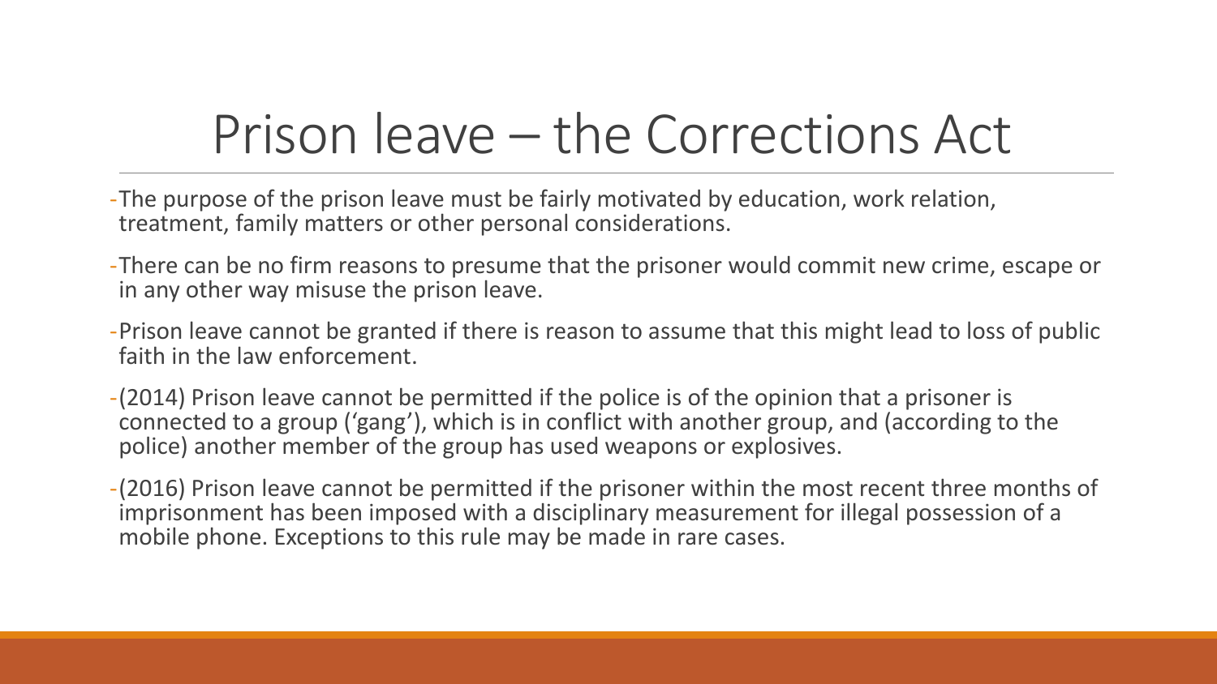# Prison leave – the Corrections Act

- The purpose of the prison leave must be fairly motivated by education, work relation, treatment, family matters or other personal considerations.
- There can be no firm reasons to presume that the prisoner would commit new crime, escape or in any other way misuse the prison leave.
- Prison leave cannot be granted if there is reason to assume that this might lead to loss of public faith in the law enforcement.
- (2014) Prison leave cannot be permitted if the police is of the opinion that a prisoner is connected to a group ('gang'), which is in conflict with another group, and (according to the police) another member of the group has used weapons or explosives.
- (2016) Prison leave cannot be permitted if the prisoner within the most recent three months of imprisonment has been imposed with a disciplinary measurement for illegal possession of a mobile phone. Exceptions to this rule may be made in rare cases.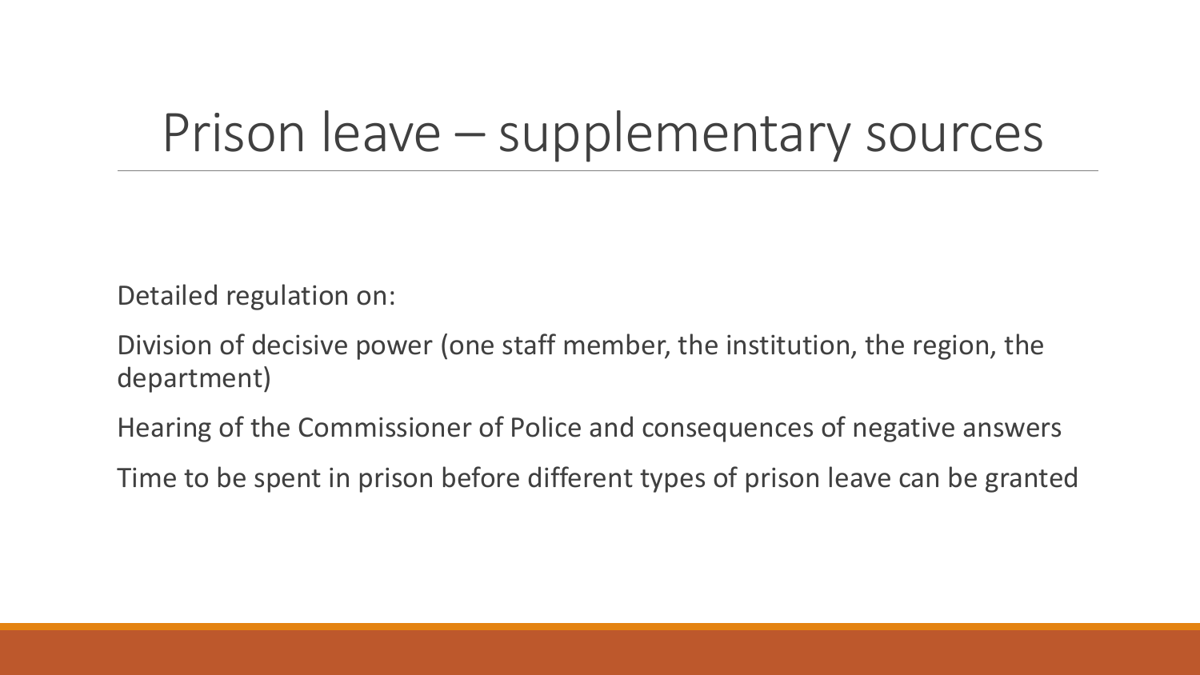# Prison leave – supplementary sources

Detailed regulation on:

Division of decisive power (one staff member, the institution, the region, the department)

Hearing of the Commissioner of Police and consequences of negative answers

Time to be spent in prison before different types of prison leave can be granted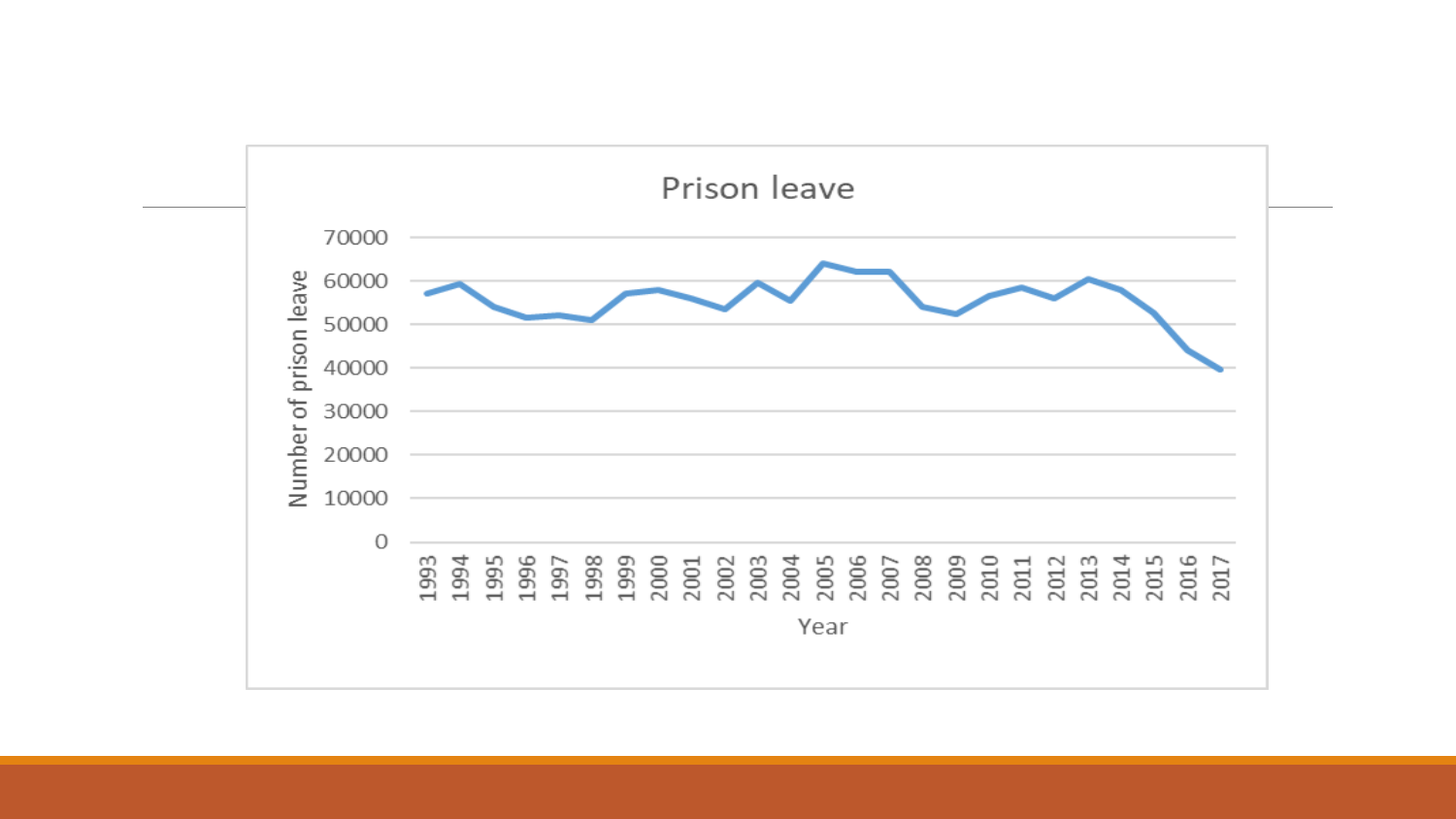# Prison leave

Number of prison leave

Year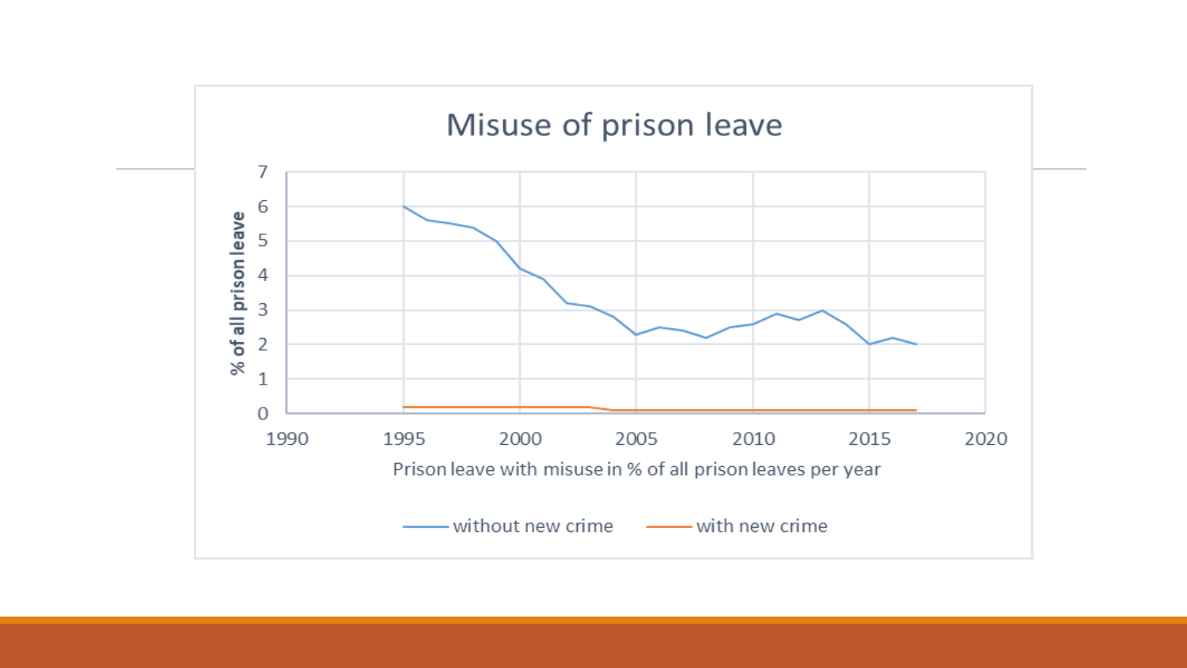# Misuse of prison leave

% of all prison leave

Prison leave with misuse in % of all prison leaves per year

— without new crime — with new crime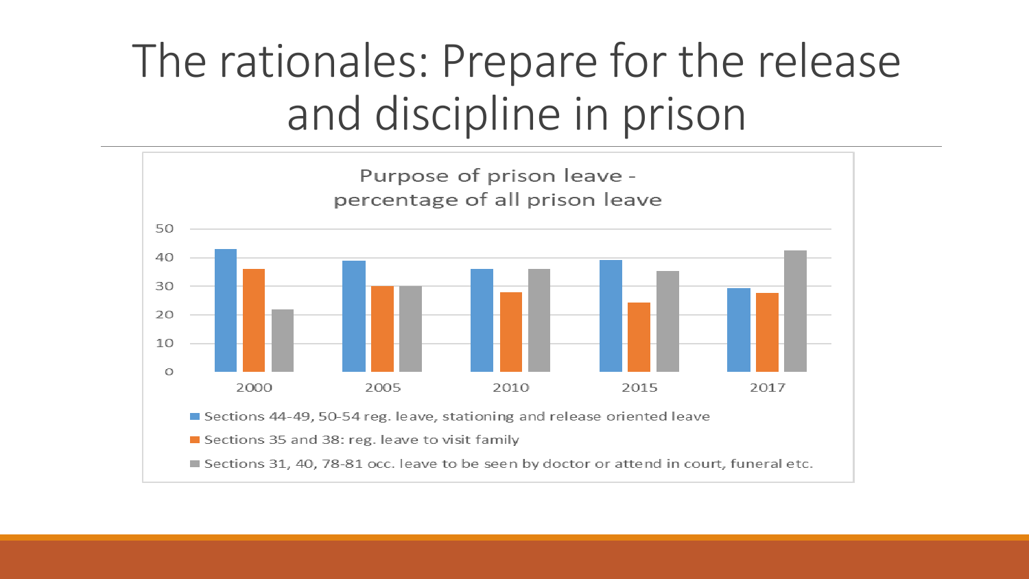# The rationales: Prepare for the release and discipline in prison

Purpose of prison leave - percentage of all prison leave

50
40
30
20
10
0

2000 2005 2010 2015 2017

- Sections 44-49, 50-54 reg. leave, stationing and release oriented leave
- Sections 35 and 38: reg. leave to visit family
- Sections 31, 40, 78-81 occ. leave to be seen by doctor or attend in court, funeral etc.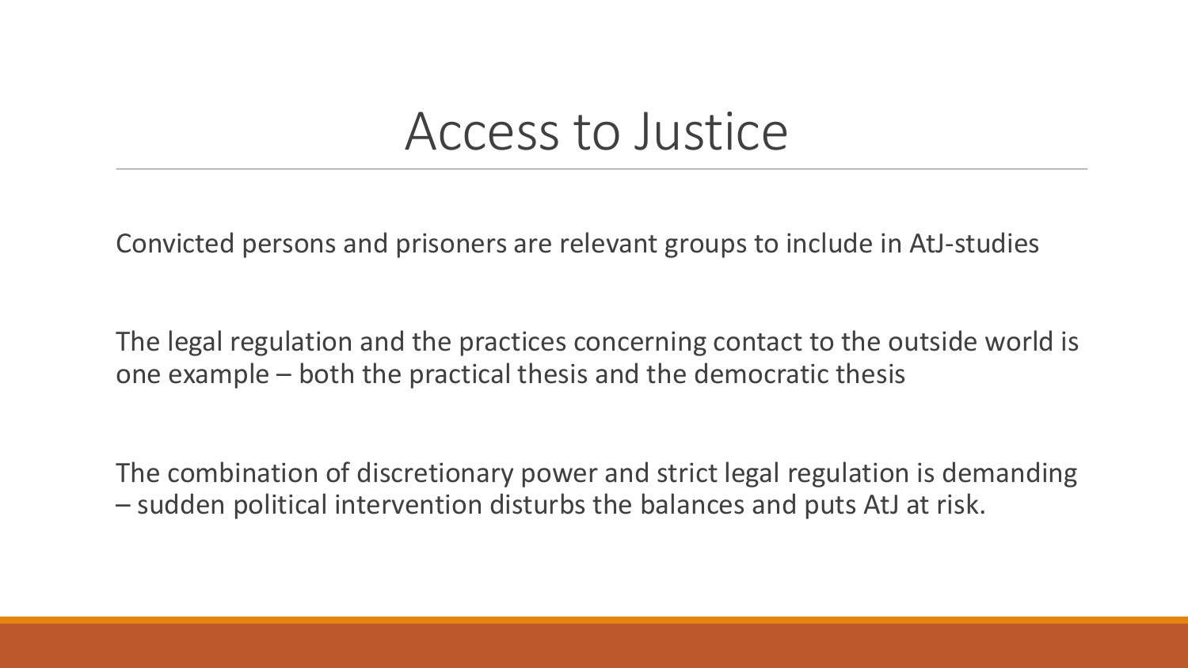# Access to Justice

Convicted persons and prisoners are relevant groups to include in AtJ-studies

The legal regulation and the practices concerning contact to the outside world is one example – both the practical thesis and the democratic thesis

The combination of discretionary power and strict legal regulation is demanding – sudden political intervention disturbs the balances and puts AtJ at risk.